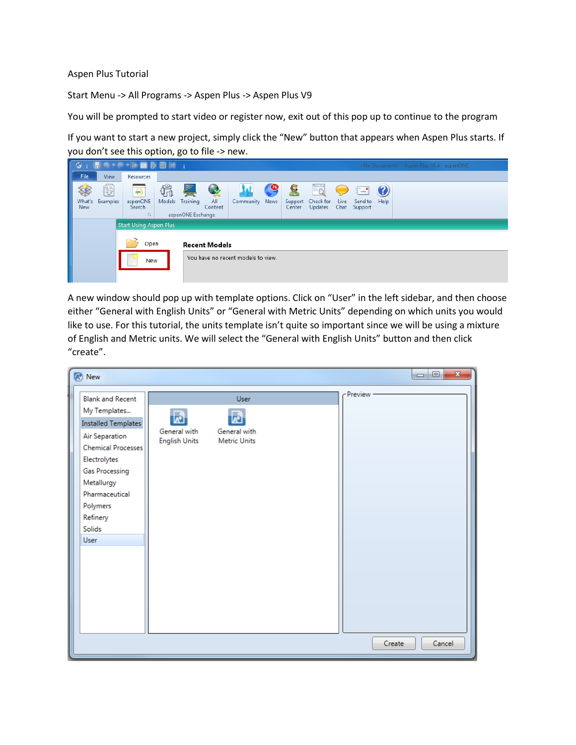Aspen Plus Tutorial

Start Menu -> All Programs -> Aspen Plus -> Aspen Plus V9

You will be prompted to start video or register now, exit out of this pop up to continue to the program

If you want to start a new project, simply click the “New” button that appears when Aspen Plus starts. If you don’t see this option, go to file -> new.

A new window should pop up with template options. Click on “User” in the left sidebar, and then choose either “General with English Units” or “General with Metric Units” depending on which units you would like to use. For this tutorial, the units template isn’t quite so important since we will be using a mixture of English and Metric units. We will select the “General with English Units” button and then click “create”.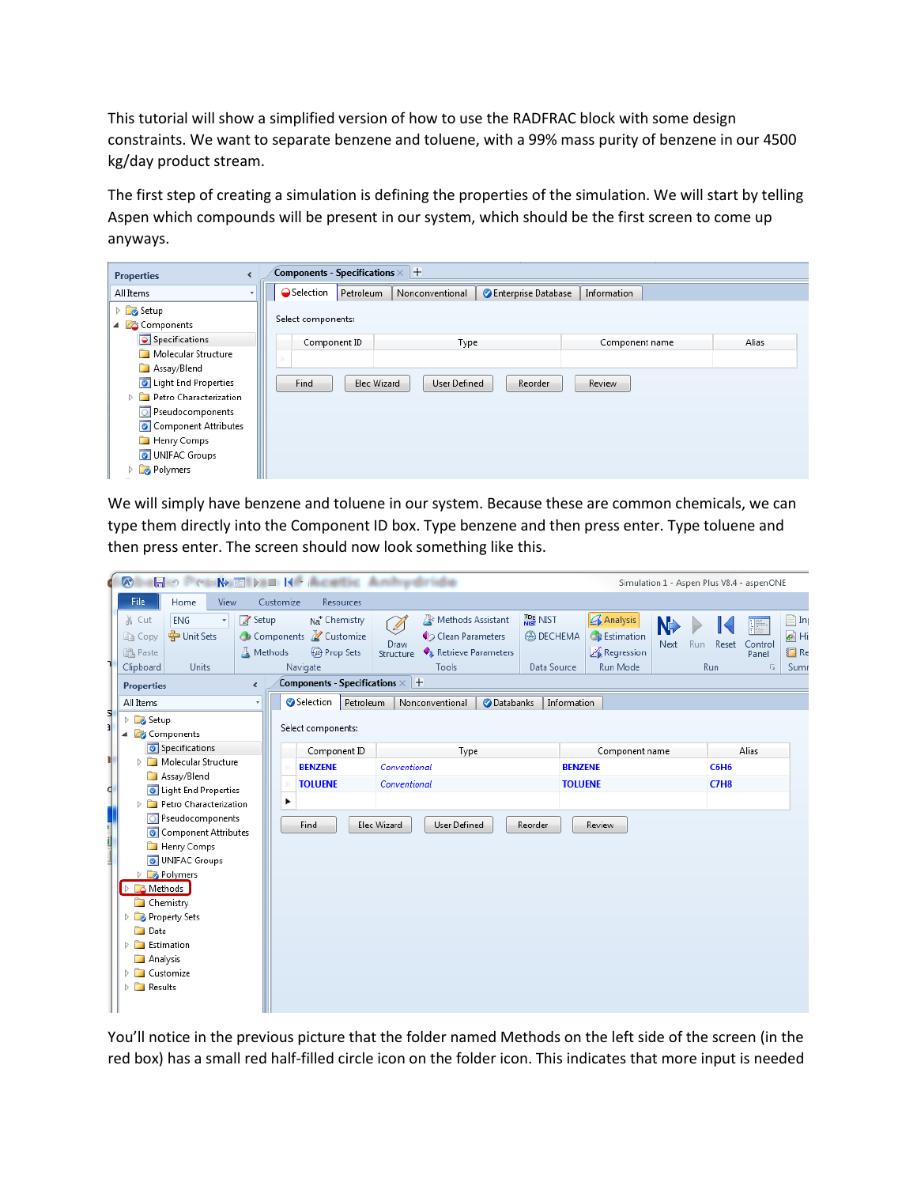This tutorial will show a simplified version of how to use the RADFRAC block with some design constraints. We want to separate benzene and toluene, with a 99% mass purity of benzene in our 4500 kg/day product stream.

The first step of creating a simulation is defining the properties of the simulation. We will start by telling Aspen which compounds will be present in our system, which should be the first screen to come up anyways.

We will simply have benzene and toluene in our system. Because these are common chemicals, we can type them directly into the Component ID box. Type benzene and then press enter. Type toluene and then press enter. The screen should now look something like this.

You'll notice in the previous picture that the folder named Methods on the left side of the screen (in the red box) has a small red half-filled circle icon on the folder icon. This indicates that more input is needed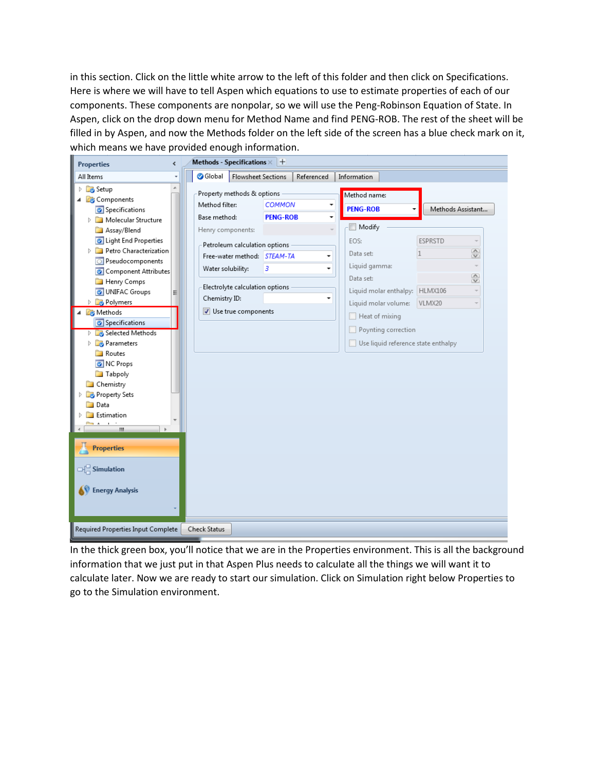in this section. Click on the little white arrow to the left of this folder and then click on Specifications. Here is where we will have to tell Aspen which equations to use to estimate properties of each of our components. These components are nonpolar, so we will use the Peng-Robinson Equation of State. In Aspen, click on the drop down menu for Method Name and find PENG-ROB. The rest of the sheet will be filled in by Aspen, and now the Methods folder on the left side of the screen has a blue check mark on it, which means we have provided enough information.

In the thick green box, you'll notice that we are in the Properties environment. This is all the background information that we just put in that Aspen Plus needs to calculate all the things we will want it to calculate later. Now we are ready to start our simulation. Click on Simulation right below Properties to go to the Simulation environment.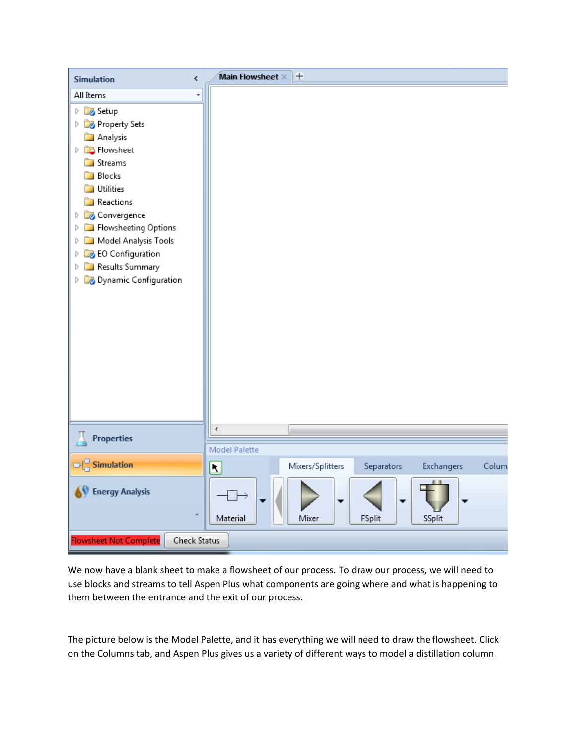We now have a blank sheet to make a flowsheet of our process. To draw our process, we will need to use blocks and streams to tell Aspen Plus what components are going where and what is happening to them between the entrance and the exit of our process.

The picture below is the Model Palette, and it has everything we will need to draw the flowsheet. Click on the Columns tab, and Aspen Plus gives us a variety of different ways to model a distillation column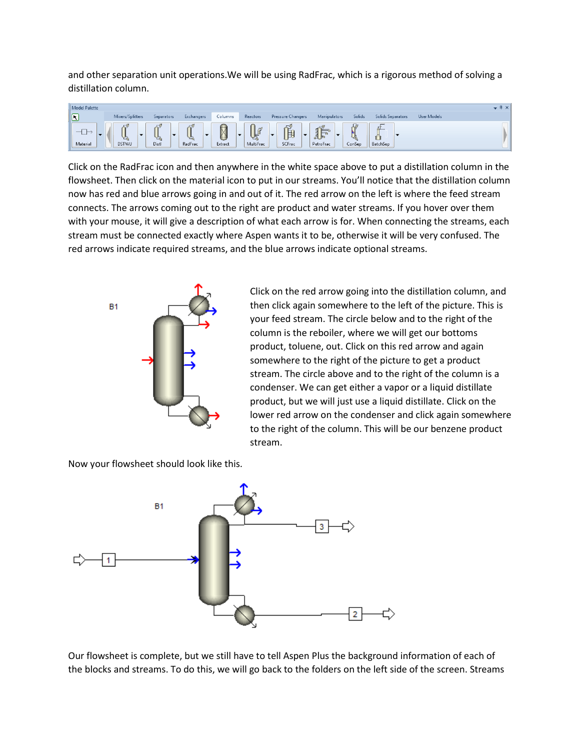and other separation unit operations.We will be using RadFrac, which is a rigorous method of solving a distillation column.

Click on the RadFrac icon and then anywhere in the white space above to put a distillation column in the flowsheet. Then click on the material icon to put in our streams. You'll notice that the distillation column now has red and blue arrows going in and out of it. The red arrow on the left is where the feed stream connects. The arrows coming out to the right are product and water streams. If you hover over them with your mouse, it will give a description of what each arrow is for. When connecting the streams, each stream must be connected exactly where Aspen wants it to be, otherwise it will be very confused. The red arrows indicate required streams, and the blue arrows indicate optional streams.

Click on the red arrow going into the distillation column, and then click again somewhere to the left of the picture. This is your feed stream. The circle below and to the right of the column is the reboiler, where we will get our bottoms product, toluene, out. Click on this red arrow and again somewhere to the right of the picture to get a product stream. The circle above and to the right of the column is a condenser. We can get either a vapor or a liquid distillate product, but we will just use a liquid distillate. Click on the lower red arrow on the condenser and click again somewhere to the right of the column. This will be our benzene product stream.

Now your flowsheet should look like this.

Our flowsheet is complete, but we still have to tell Aspen Plus the background information of each of the blocks and streams. To do this, we will go back to the folders on the left side of the screen. Streams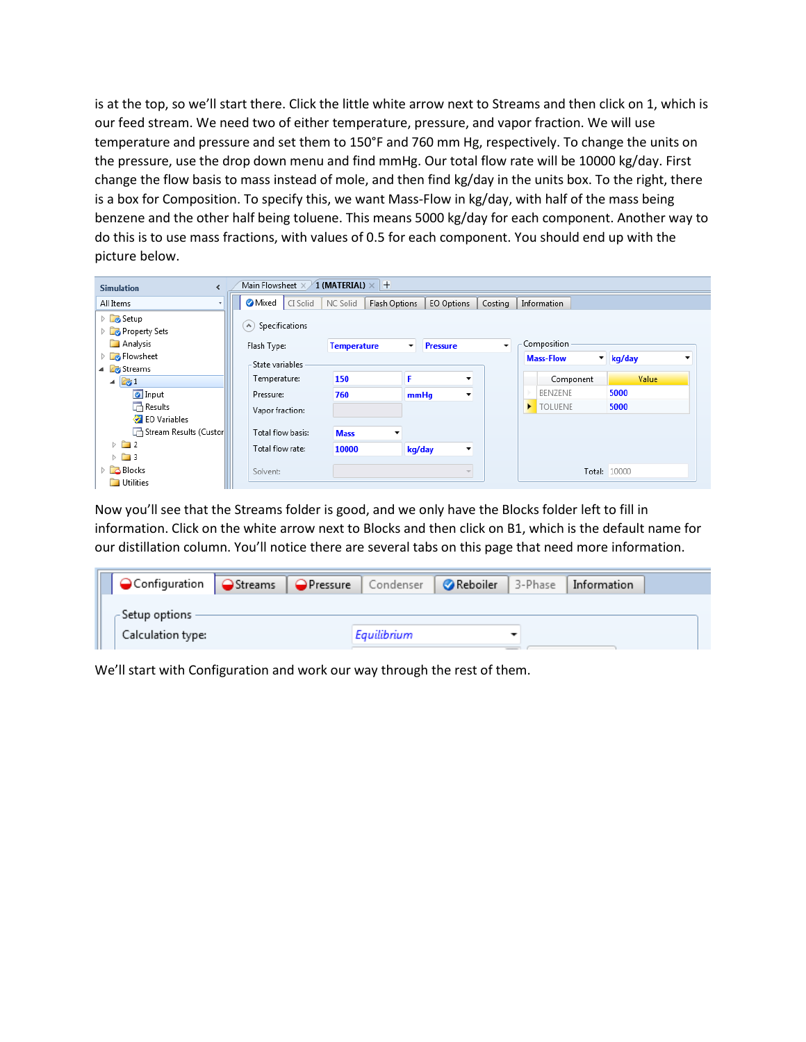is at the top, so we'll start there. Click the little white arrow next to Streams and then click on 1, which is our feed stream. We need two of either temperature, pressure, and vapor fraction. We will use temperature and pressure and set them to 150°F and 760 mm Hg, respectively. To change the units on the pressure, use the drop down menu and find mmHg. Our total flow rate will be 10000 kg/day. First change the flow basis to mass instead of mole, and then find kg/day in the units box. To the right, there is a box for Composition. To specify this, we want Mass-Flow in kg/day, with half of the mass being benzene and the other half being toluene. This means 5000 kg/day for each component. Another way to do this is to use mass fractions, with values of 0.5 for each component. You should end up with the picture below.

Now you'll see that the Streams folder is good, and we only have the Blocks folder left to fill in information. Click on the white arrow next to Blocks and then click on B1, which is the default name for our distillation column. You'll notice there are several tabs on this page that need more information.

We'll start with Configuration and work our way through the rest of them.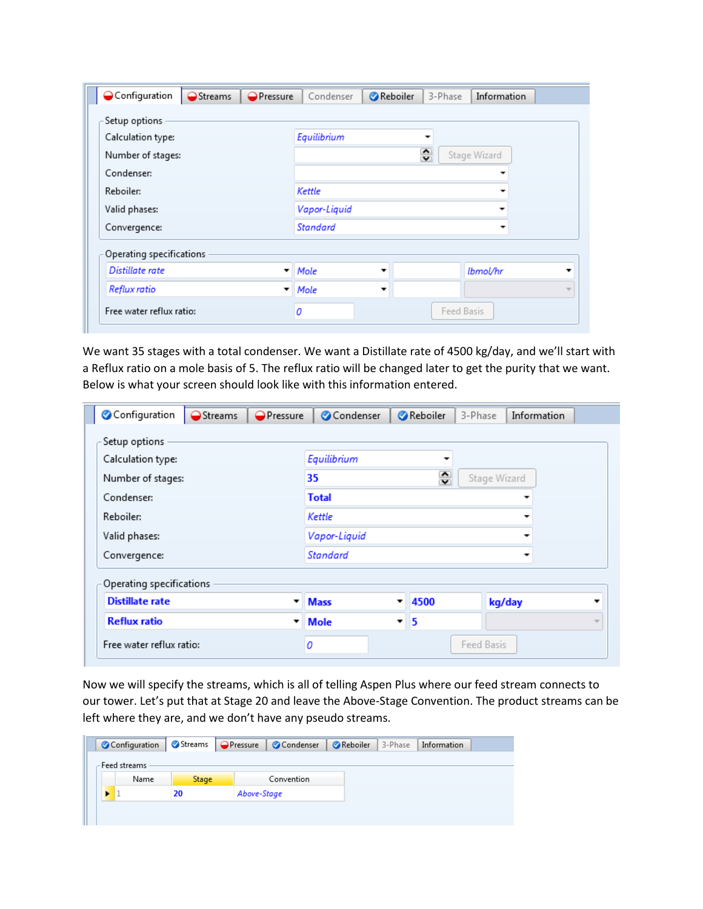| Configuration | Streams | Pressure | Condenser | Reboiler | 3-Phase | Information |
|---|---|---|---|---|---|---|

**Setup options**

| | |
|---|---|
| Calculation type: | *Equilibrium* |
| Number of stages: | |
| Condenser: | |
| Reboiler: | *Kettle* |
| Valid phases: | *Vapor-Liquid* |
| Convergence: | *Standard* |

**Operating specifications**

| | | | |
|---|---|---|---|
| *Distillate rate* | *Mole* | | *lbmol/hr* |
| *Reflux ratio* | *Mole* | | |

Free water reflux ratio: *0*

We want 35 stages with a total condenser. We want a Distillate rate of 4500 kg/day, and we'll start with a Reflux ratio on a mole basis of 5. The reflux ratio will be changed later to get the purity that we want. Below is what your screen should look like with this information entered.

| Configuration | Streams | Pressure | Condenser | Reboiler | 3-Phase | Information |
|---|---|---|---|---|---|---|

**Setup options**

| | |
|---|---|
| Calculation type: | *Equilibrium* |
| Number of stages: | **35** |
| Condenser: | **Total** |
| Reboiler: | *Kettle* |
| Valid phases: | *Vapor-Liquid* |
| Convergence: | *Standard* |

**Operating specifications**

| | | | |
|---|---|---|---|
| **Distillate rate** | **Mass** | **4500** | **kg/day** |
| **Reflux ratio** | **Mole** | **5** | |

Free water reflux ratio: *0*

Now we will specify the streams, which is all of telling Aspen Plus where our feed stream connects to our tower. Let's put that at Stage 20 and leave the Above-Stage Convention. The product streams can be left where they are, and we don't have any pseudo streams.

| Configuration | Streams | Pressure | Condenser | Reboiler | 3-Phase | Information |
|---|---|---|---|---|---|---|

Feed streams

| Name | Stage | Convention |
|---|---|---|
| 1 | 20 | *Above-Stage* |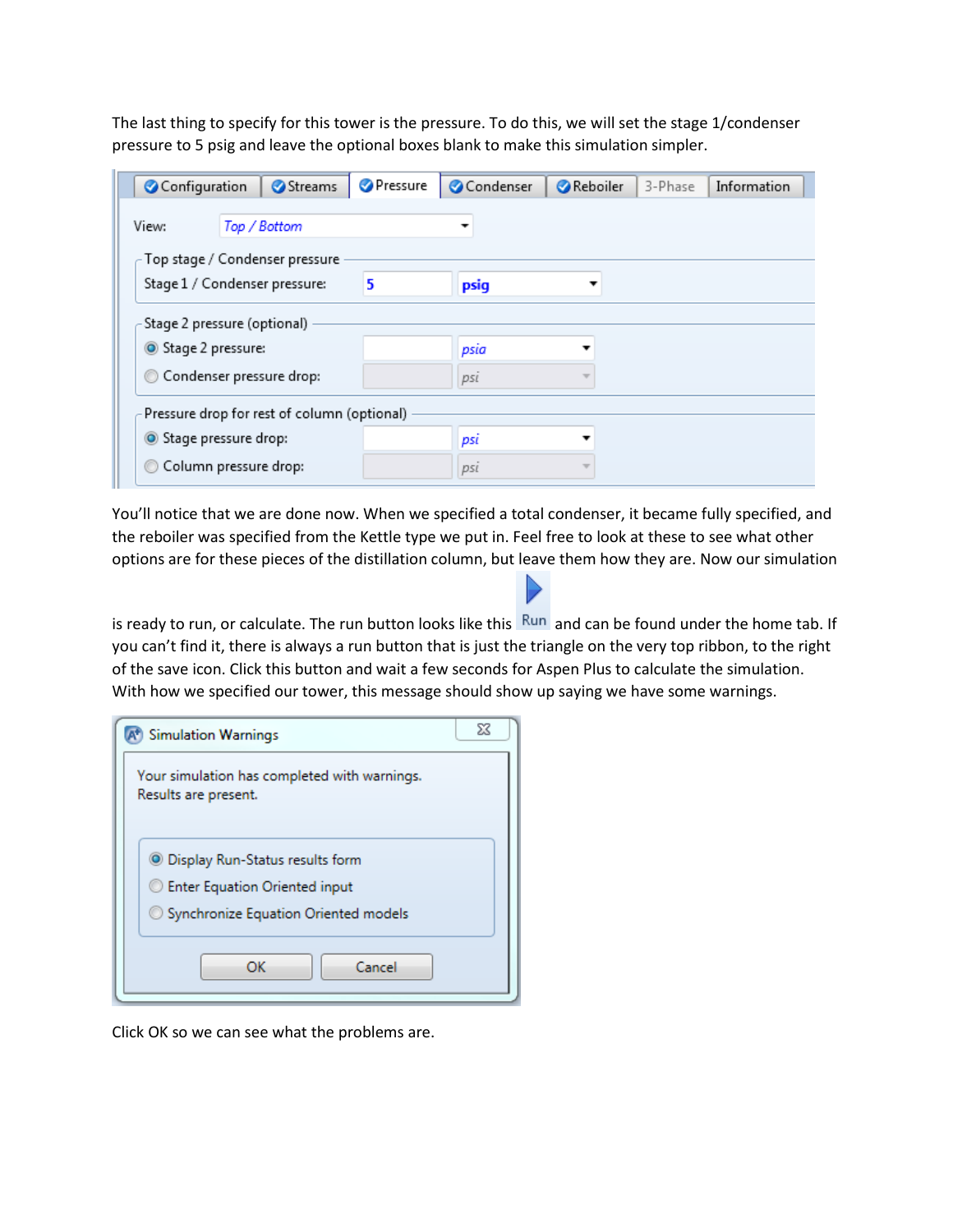The last thing to specify for this tower is the pressure. To do this, we will set the stage 1/condenser pressure to 5 psig and leave the optional boxes blank to make this simulation simpler.

You'll notice that we are done now. When we specified a total condenser, it became fully specified, and the reboiler was specified from the Kettle type we put in. Feel free to look at these to see what other options are for these pieces of the distillation column, but leave them how they are. Now our simulation is ready to run, or calculate. The run button looks like this Run and can be found under the home tab. If you can't find it, there is always a run button that is just the triangle on the very top ribbon, to the right of the save icon. Click this button and wait a few seconds for Aspen Plus to calculate the simulation. With how we specified our tower, this message should show up saying we have some warnings.

Click OK so we can see what the problems are.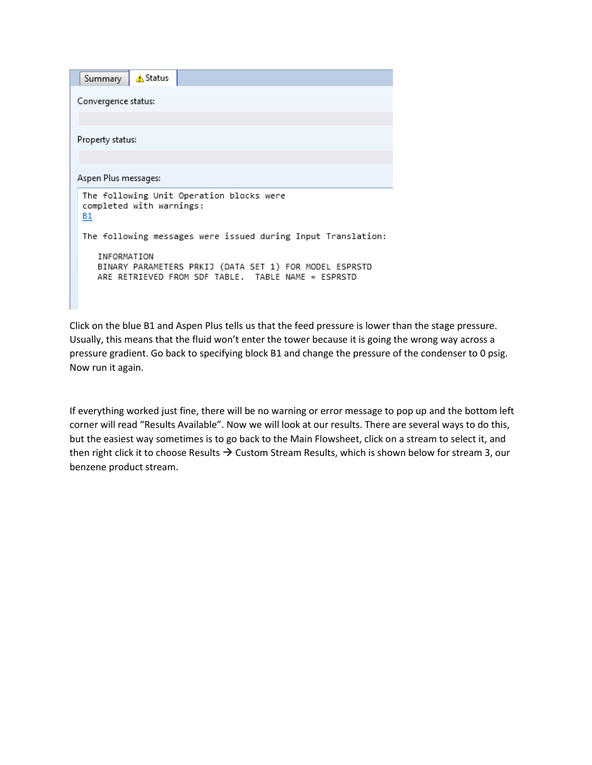Summary | Status

Convergence status:

Property status:

Aspen Plus messages:

```
The following Unit Operation blocks were
completed with warnings:
B1

The following messages were issued during Input Translation:

   INFORMATION
   BINARY PARAMETERS PRKIJ (DATA SET 1) FOR MODEL ESPRSTD
   ARE RETRIEVED FROM SDF TABLE.  TABLE NAME = ESPRSTD
```

Click on the blue B1 and Aspen Plus tells us that the feed pressure is lower than the stage pressure. Usually, this means that the fluid won't enter the tower because it is going the wrong way across a pressure gradient. Go back to specifying block B1 and change the pressure of the condenser to 0 psig. Now run it again.

If everything worked just fine, there will be no warning or error message to pop up and the bottom left corner will read "Results Available". Now we will look at our results. There are several ways to do this, but the easiest way sometimes is to go back to the Main Flowsheet, click on a stream to select it, and then right click it to choose Results → Custom Stream Results, which is shown below for stream 3, our benzene product stream.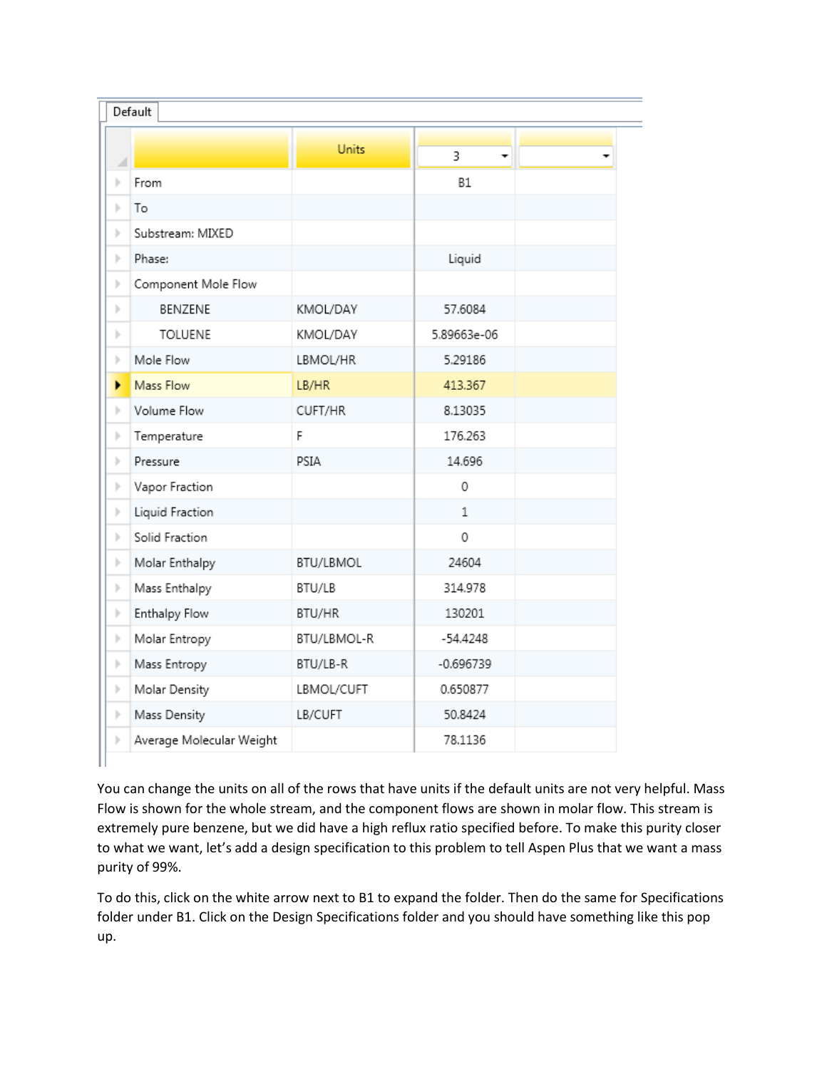Default

| | Units | 3 | |
|---|---|---|---|
| From | | B1 | |
| To | | | |
| Substream: MIXED | | | |
| Phase: | | Liquid | |
| Component Mole Flow | | | |
| BENZENE | KMOL/DAY | 57.6084 | |
| TOLUENE | KMOL/DAY | 5.89663e-06 | |
| Mole Flow | LBMOL/HR | 5.29186 | |
| Mass Flow | LB/HR | 413.367 | |
| Volume Flow | CUFT/HR | 8.13035 | |
| Temperature | F | 176.263 | |
| Pressure | PSIA | 14.696 | |
| Vapor Fraction | | 0 | |
| Liquid Fraction | | 1 | |
| Solid Fraction | | 0 | |
| Molar Enthalpy | BTU/LBMOL | 24604 | |
| Mass Enthalpy | BTU/LB | 314.978 | |
| Enthalpy Flow | BTU/HR | 130201 | |
| Molar Entropy | BTU/LBMOL-R | -54.4248 | |
| Mass Entropy | BTU/LB-R | -0.696739 | |
| Molar Density | LBMOL/CUFT | 0.650877 | |
| Mass Density | LB/CUFT | 50.8424 | |
| Average Molecular Weight | | 78.1136 | |

You can change the units on all of the rows that have units if the default units are not very helpful. Mass Flow is shown for the whole stream, and the component flows are shown in molar flow. This stream is extremely pure benzene, but we did have a high reflux ratio specified before. To make this purity closer to what we want, let's add a design specification to this problem to tell Aspen Plus that we want a mass purity of 99%.

To do this, click on the white arrow next to B1 to expand the folder. Then do the same for Specifications folder under B1. Click on the Design Specifications folder and you should have something like this pop up.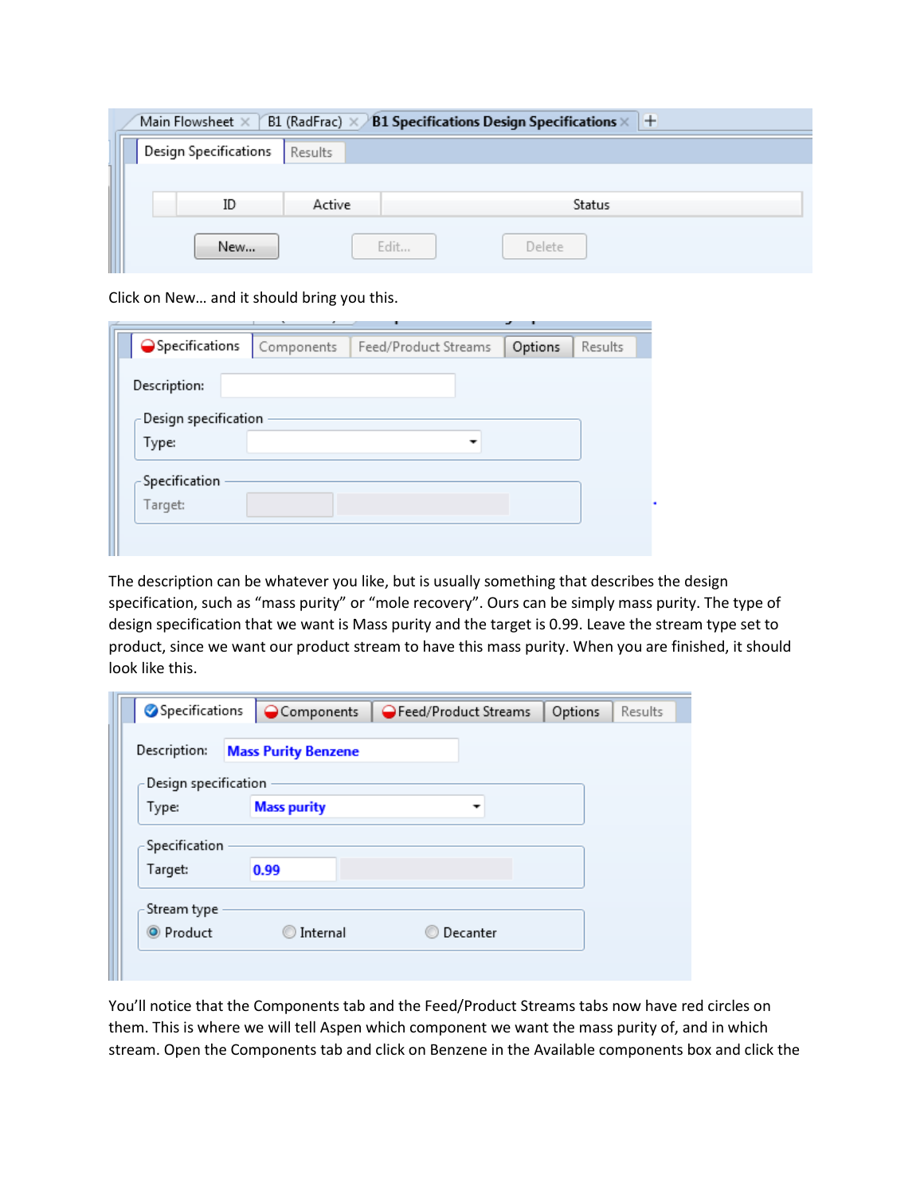Click on New… and it should bring you this.

The description can be whatever you like, but is usually something that describes the design specification, such as “mass purity” or “mole recovery”. Ours can be simply mass purity. The type of design specification that we want is Mass purity and the target is 0.99. Leave the stream type set to product, since we want our product stream to have this mass purity. When you are finished, it should look like this.

You’ll notice that the Components tab and the Feed/Product Streams tabs now have red circles on them. This is where we will tell Aspen which component we want the mass purity of, and in which stream. Open the Components tab and click on Benzene in the Available components box and click the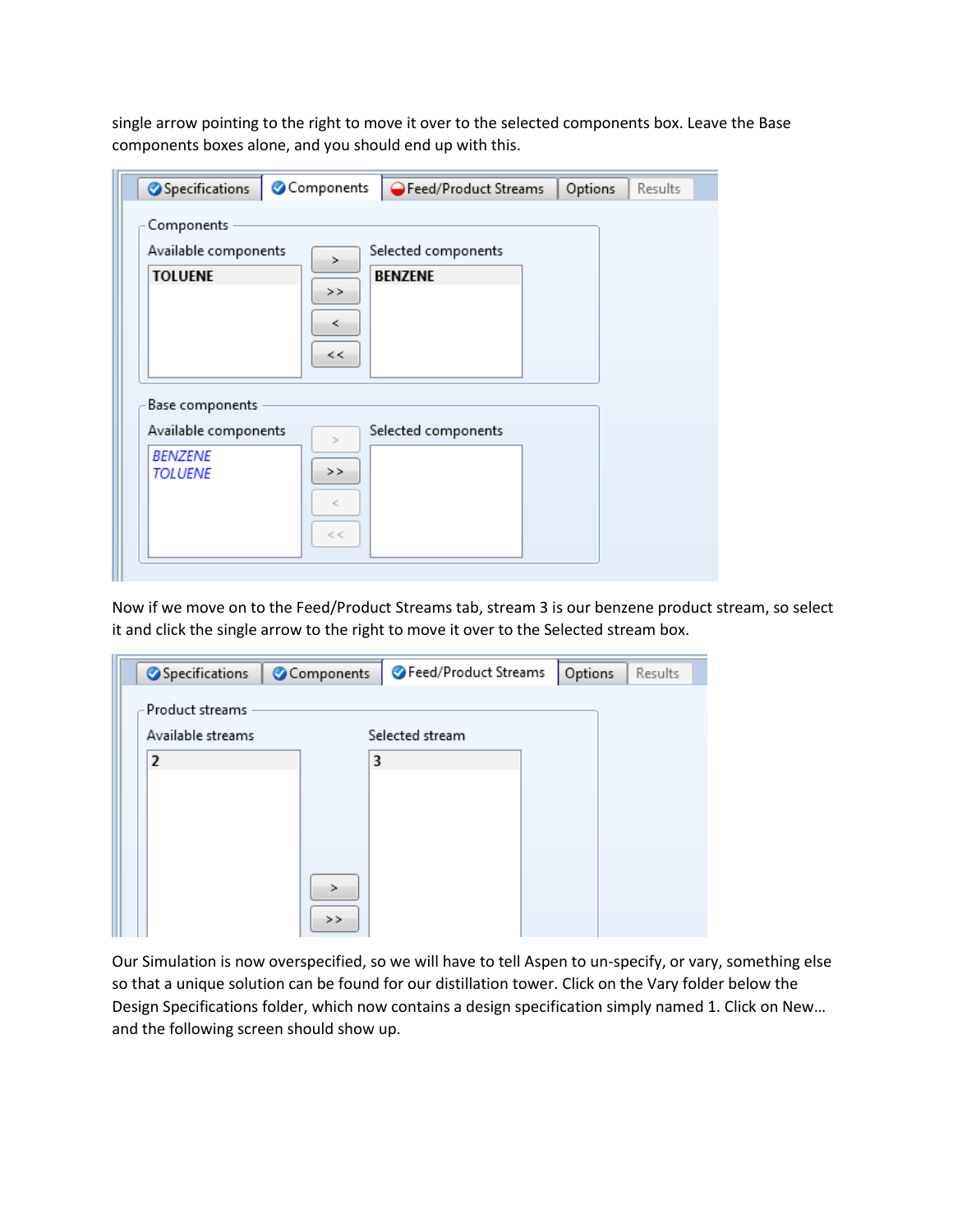single arrow pointing to the right to move it over to the selected components box. Leave the Base components boxes alone, and you should end up with this.

Now if we move on to the Feed/Product Streams tab, stream 3 is our benzene product stream, so select it and click the single arrow to the right to move it over to the Selected stream box.

Our Simulation is now overspecified, so we will have to tell Aspen to un-specify, or vary, something else so that a unique solution can be found for our distillation tower. Click on the Vary folder below the Design Specifications folder, which now contains a design specification simply named 1. Click on New… and the following screen should show up.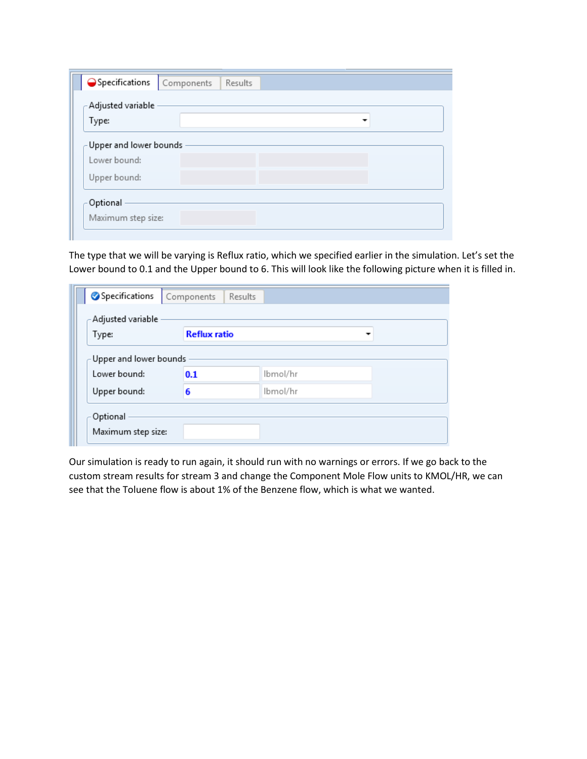The type that we will be varying is Reflux ratio, which we specified earlier in the simulation. Let's set the Lower bound to 0.1 and the Upper bound to 6. This will look like the following picture when it is filled in.

Our simulation is ready to run again, it should run with no warnings or errors. If we go back to the custom stream results for stream 3 and change the Component Mole Flow units to KMOL/HR, we can see that the Toluene flow is about 1% of the Benzene flow, which is what we wanted.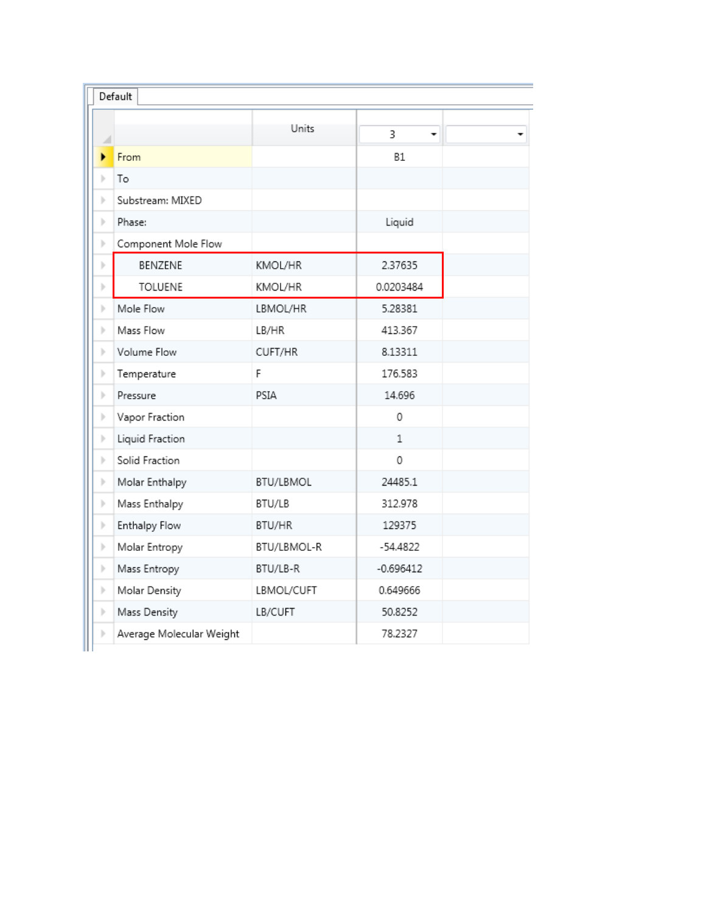Default

| | Units | 3 | |
|---|---|---|---|
| From | | B1 | |
| To | | | |
| Substream: MIXED | | | |
| Phase: | | Liquid | |
| Component Mole Flow | | | |
| BENZENE | KMOL/HR | 2.37635 | |
| TOLUENE | KMOL/HR | 0.0203484 | |
| Mole Flow | LBMOL/HR | 5.28381 | |
| Mass Flow | LB/HR | 413.367 | |
| Volume Flow | CUFT/HR | 8.13311 | |
| Temperature | F | 176.583 | |
| Pressure | PSIA | 14.696 | |
| Vapor Fraction | | 0 | |
| Liquid Fraction | | 1 | |
| Solid Fraction | | 0 | |
| Molar Enthalpy | BTU/LBMOL | 24485.1 | |
| Mass Enthalpy | BTU/LB | 312.978 | |
| Enthalpy Flow | BTU/HR | 129375 | |
| Molar Entropy | BTU/LBMOL-R | -54.4822 | |
| Mass Entropy | BTU/LB-R | -0.696412 | |
| Molar Density | LBMOL/CUFT | 0.649666 | |
| Mass Density | LB/CUFT | 50.8252 | |
| Average Molecular Weight | | 78.2327 | |